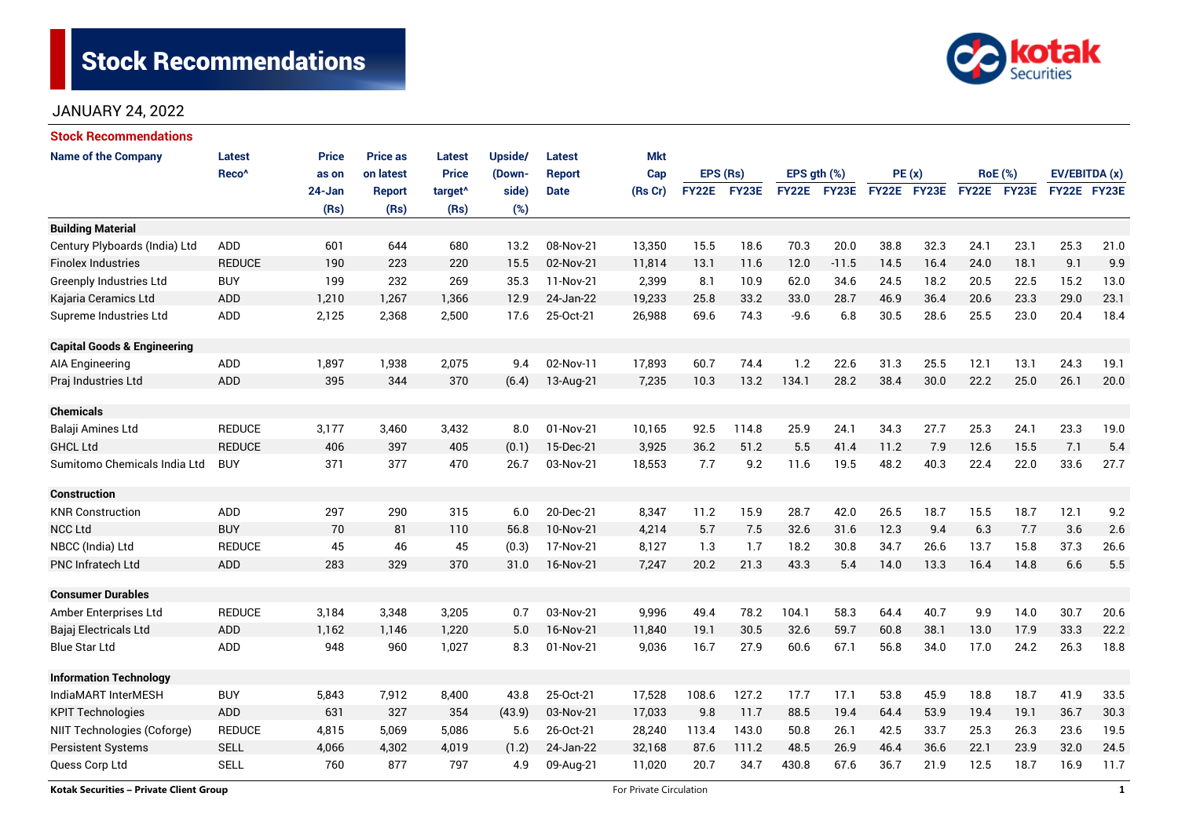# Stock Recommendations

JANUARY 24, 2022

## Stock Recommendations

| Name of the Company | Latest Reco^ | Price as on 24-Jan (Rs) | Price as on latest Report (Rs) | Latest Price target^ (Rs) | Upside/ (Down-side) (%) | Latest Report Date | Mkt Cap (Rs Cr) | EPS (Rs) | | EPS gth (%) | | PE (x) | | RoE (%) | | EV/EBITDA (x) | |
|---|---|---|---|---|---|---|---|---|---|---|---|---|---|---|---|---|---|
| | | | | | | | | FY22E | FY23E | FY22E | FY23E | FY22E | FY23E | FY22E | FY23E | FY22E | FY23E |
| **Building Material** | | | | | | | | | | | | | | | | | |
| Century Plyboards (India) Ltd | ADD | 601 | 644 | 680 | 13.2 | 08-Nov-21 | 13,350 | 15.5 | 18.6 | 70.3 | 20.0 | 38.8 | 32.3 | 24.1 | 23.1 | 25.3 | 21.0 |
| Finolex Industries | REDUCE | 190 | 223 | 220 | 15.5 | 02-Nov-21 | 11,814 | 13.1 | 11.6 | 12.0 | -11.5 | 14.5 | 16.4 | 24.0 | 18.1 | 9.1 | 9.9 |
| Greenply Industries Ltd | BUY | 199 | 232 | 269 | 35.3 | 11-Nov-21 | 2,399 | 8.1 | 10.9 | 62.0 | 34.6 | 24.5 | 18.2 | 20.5 | 22.5 | 15.2 | 13.0 |
| Kajaria Ceramics Ltd | ADD | 1,210 | 1,267 | 1,366 | 12.9 | 24-Jan-22 | 19,233 | 25.8 | 33.2 | 33.0 | 28.7 | 46.9 | 36.4 | 20.6 | 23.3 | 29.0 | 23.1 |
| Supreme Industries Ltd | ADD | 2,125 | 2,368 | 2,500 | 17.6 | 25-Oct-21 | 26,988 | 69.6 | 74.3 | -9.6 | 6.8 | 30.5 | 28.6 | 25.5 | 23.0 | 20.4 | 18.4 |
| **Capital Goods & Engineering** | | | | | | | | | | | | | | | | | |
| AIA Engineering | ADD | 1,897 | 1,938 | 2,075 | 9.4 | 02-Nov-11 | 17,893 | 60.7 | 74.4 | 1.2 | 22.6 | 31.3 | 25.5 | 12.1 | 13.1 | 24.3 | 19.1 |
| Praj Industries Ltd | ADD | 395 | 344 | 370 | (6.4) | 13-Aug-21 | 7,235 | 10.3 | 13.2 | 134.1 | 28.2 | 38.4 | 30.0 | 22.2 | 25.0 | 26.1 | 20.0 |
| **Chemicals** | | | | | | | | | | | | | | | | | |
| Balaji Amines Ltd | REDUCE | 3,177 | 3,460 | 3,432 | 8.0 | 01-Nov-21 | 10,165 | 92.5 | 114.8 | 25.9 | 24.1 | 34.3 | 27.7 | 25.3 | 24.1 | 23.3 | 19.0 |
| GHCL Ltd | REDUCE | 406 | 397 | 405 | (0.1) | 15-Dec-21 | 3,925 | 36.2 | 51.2 | 5.5 | 41.4 | 11.2 | 7.9 | 12.6 | 15.5 | 7.1 | 5.4 |
| Sumitomo Chemicals India Ltd | BUY | 371 | 377 | 470 | 26.7 | 03-Nov-21 | 18,553 | 7.7 | 9.2 | 11.6 | 19.5 | 48.2 | 40.3 | 22.4 | 22.0 | 33.6 | 27.7 |
| **Construction** | | | | | | | | | | | | | | | | | |
| KNR Construction | ADD | 297 | 290 | 315 | 6.0 | 20-Dec-21 | 8,347 | 11.2 | 15.9 | 28.7 | 42.0 | 26.5 | 18.7 | 15.5 | 18.7 | 12.1 | 9.2 |
| NCC Ltd | BUY | 70 | 81 | 110 | 56.8 | 10-Nov-21 | 4,214 | 5.7 | 7.5 | 32.6 | 31.6 | 12.3 | 9.4 | 6.3 | 7.7 | 3.6 | 2.6 |
| NBCC (India) Ltd | REDUCE | 45 | 46 | 45 | (0.3) | 17-Nov-21 | 8,127 | 1.3 | 1.7 | 18.2 | 30.8 | 34.7 | 26.6 | 13.7 | 15.8 | 37.3 | 26.6 |
| PNC Infratech Ltd | ADD | 283 | 329 | 370 | 31.0 | 16-Nov-21 | 7,247 | 20.2 | 21.3 | 43.3 | 5.4 | 14.0 | 13.3 | 16.4 | 14.8 | 6.6 | 5.5 |
| **Consumer Durables** | | | | | | | | | | | | | | | | | |
| Amber Enterprises Ltd | REDUCE | 3,184 | 3,348 | 3,205 | 0.7 | 03-Nov-21 | 9,996 | 49.4 | 78.2 | 104.1 | 58.3 | 64.4 | 40.7 | 9.9 | 14.0 | 30.7 | 20.6 |
| Bajaj Electricals Ltd | ADD | 1,162 | 1,146 | 1,220 | 5.0 | 16-Nov-21 | 11,840 | 19.1 | 30.5 | 32.6 | 59.7 | 60.8 | 38.1 | 13.0 | 17.9 | 33.3 | 22.2 |
| Blue Star Ltd | ADD | 948 | 960 | 1,027 | 8.3 | 01-Nov-21 | 9,036 | 16.7 | 27.9 | 60.6 | 67.1 | 56.8 | 34.0 | 17.0 | 24.2 | 26.3 | 18.8 |
| **Information Technology** | | | | | | | | | | | | | | | | | |
| IndiaMART InterMESH | BUY | 5,843 | 7,912 | 8,400 | 43.8 | 25-Oct-21 | 17,528 | 108.6 | 127.2 | 17.7 | 17.1 | 53.8 | 45.9 | 18.8 | 18.7 | 41.9 | 33.5 |
| KPIT Technologies | ADD | 631 | 327 | 354 | (43.9) | 03-Nov-21 | 17,033 | 9.8 | 11.7 | 88.5 | 19.4 | 64.4 | 53.9 | 19.4 | 19.1 | 36.7 | 30.3 |
| NIIT Technologies (Coforge) | REDUCE | 4,815 | 5,069 | 5,086 | 5.6 | 26-Oct-21 | 28,240 | 113.4 | 143.0 | 50.8 | 26.1 | 42.5 | 33.7 | 25.3 | 26.3 | 23.6 | 19.5 |
| Persistent Systems | SELL | 4,066 | 4,302 | 4,019 | (1.2) | 24-Jan-22 | 32,168 | 87.6 | 111.2 | 48.5 | 26.9 | 46.4 | 36.6 | 22.1 | 23.9 | 32.0 | 24.5 |
| Quess Corp Ltd | SELL | 760 | 877 | 797 | 4.9 | 09-Aug-21 | 11,020 | 20.7 | 34.7 | 430.8 | 67.6 | 36.7 | 21.9 | 12.5 | 18.7 | 16.9 | 11.7 |

**Kotak Securities – Private Client Group** For Private Circulation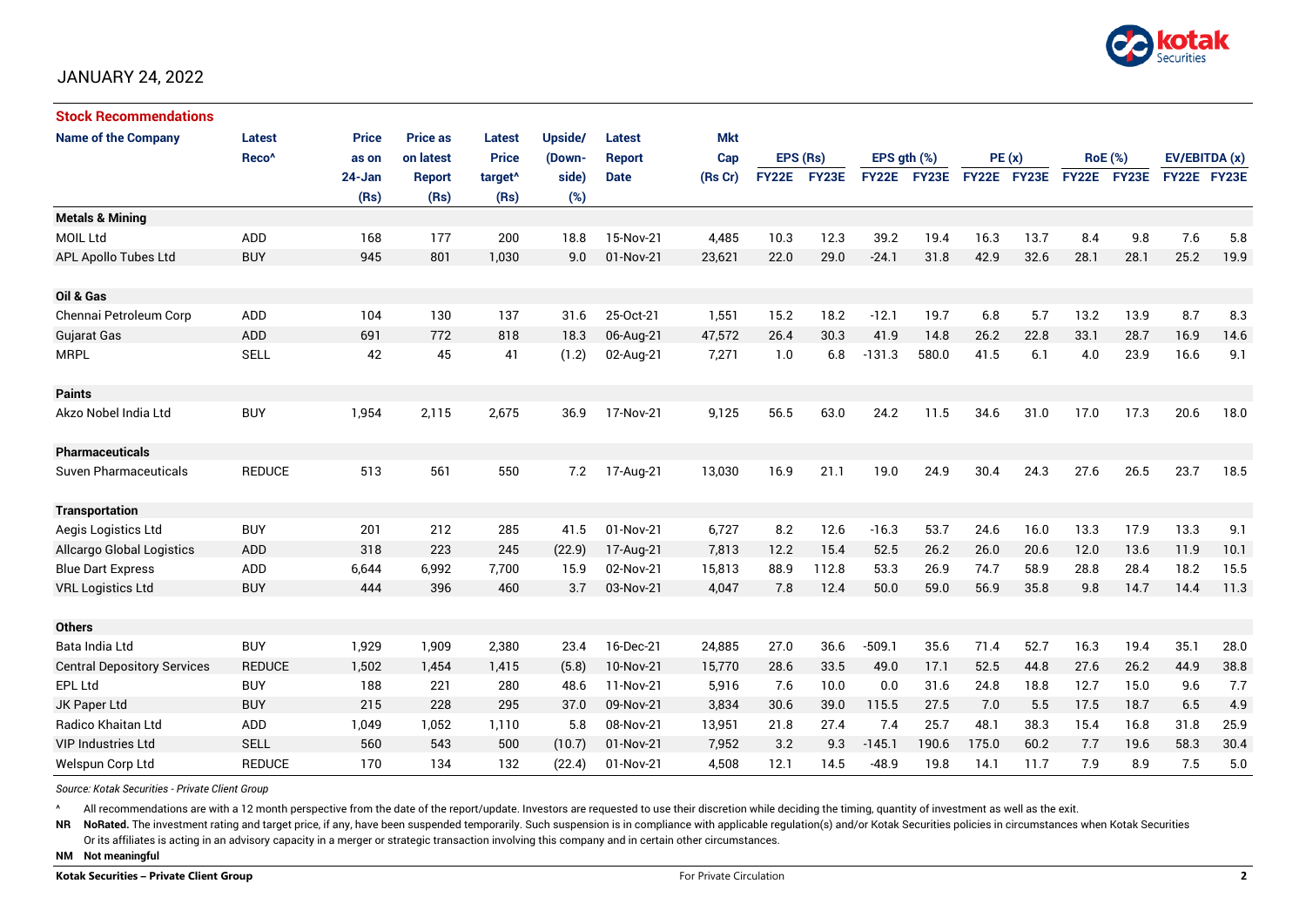JANUARY 24, 2022

## Stock Recommendations

| Name of the Company | Latest Reco^ | Price as on 24-Jan (Rs) | Price as on latest Report (Rs) | Latest Price target^ (Rs) | Upside/ (Down-side) (%) | Latest Report Date | Mkt Cap (Rs Cr) | EPS (Rs) FY22E | EPS (Rs) FY23E | EPS gth (%) FY22E | EPS gth (%) FY23E | PE (x) FY22E | PE (x) FY23E | RoE (%) FY22E | RoE (%) FY23E | EV/EBITDA (x) FY22E | EV/EBITDA (x) FY23E |
|---|---|---|---|---|---|---|---|---|---|---|---|---|---|---|---|---|---|
| **Metals & Mining** | | | | | | | | | | | | | | | | | |
| MOIL Ltd | ADD | 168 | 177 | 200 | 18.8 | 15-Nov-21 | 4,485 | 10.3 | 12.3 | 39.2 | 19.4 | 16.3 | 13.7 | 8.4 | 9.8 | 7.6 | 5.8 |
| APL Apollo Tubes Ltd | BUY | 945 | 801 | 1,030 | 9.0 | 01-Nov-21 | 23,621 | 22.0 | 29.0 | -24.1 | 31.8 | 42.9 | 32.6 | 28.1 | 28.1 | 25.2 | 19.9 |
| **Oil & Gas** | | | | | | | | | | | | | | | | | |
| Chennai Petroleum Corp | ADD | 104 | 130 | 137 | 31.6 | 25-Oct-21 | 1,551 | 15.2 | 18.2 | -12.1 | 19.7 | 6.8 | 5.7 | 13.2 | 13.9 | 8.7 | 8.3 |
| Gujarat Gas | ADD | 691 | 772 | 818 | 18.3 | 06-Aug-21 | 47,572 | 26.4 | 30.3 | 41.9 | 14.8 | 26.2 | 22.8 | 33.1 | 28.7 | 16.9 | 14.6 |
| MRPL | SELL | 42 | 45 | 41 | (1.2) | 02-Aug-21 | 7,271 | 1.0 | 6.8 | -131.3 | 580.0 | 41.5 | 6.1 | 4.0 | 23.9 | 16.6 | 9.1 |
| **Paints** | | | | | | | | | | | | | | | | | |
| Akzo Nobel India Ltd | BUY | 1,954 | 2,115 | 2,675 | 36.9 | 17-Nov-21 | 9,125 | 56.5 | 63.0 | 24.2 | 11.5 | 34.6 | 31.0 | 17.0 | 17.3 | 20.6 | 18.0 |
| **Pharmaceuticals** | | | | | | | | | | | | | | | | | |
| Suven Pharmaceuticals | REDUCE | 513 | 561 | 550 | 7.2 | 17-Aug-21 | 13,030 | 16.9 | 21.1 | 19.0 | 24.9 | 30.4 | 24.3 | 27.6 | 26.5 | 23.7 | 18.5 |
| **Transportation** | | | | | | | | | | | | | | | | | |
| Aegis Logistics Ltd | BUY | 201 | 212 | 285 | 41.5 | 01-Nov-21 | 6,727 | 8.2 | 12.6 | -16.3 | 53.7 | 24.6 | 16.0 | 13.3 | 17.9 | 13.3 | 9.1 |
| Allcargo Global Logistics | ADD | 318 | 223 | 245 | (22.9) | 17-Aug-21 | 7,813 | 12.2 | 15.4 | 52.5 | 26.2 | 26.0 | 20.6 | 12.0 | 13.6 | 11.9 | 10.1 |
| Blue Dart Express | ADD | 6,644 | 6,992 | 7,700 | 15.9 | 02-Nov-21 | 15,813 | 88.9 | 112.8 | 53.3 | 26.9 | 74.7 | 58.9 | 28.8 | 28.4 | 18.2 | 15.5 |
| VRL Logistics Ltd | BUY | 444 | 396 | 460 | 3.7 | 03-Nov-21 | 4,047 | 7.8 | 12.4 | 50.0 | 59.0 | 56.9 | 35.8 | 9.8 | 14.7 | 14.4 | 11.3 |
| **Others** | | | | | | | | | | | | | | | | | |
| Bata India Ltd | BUY | 1,929 | 1,909 | 2,380 | 23.4 | 16-Dec-21 | 24,885 | 27.0 | 36.6 | -509.1 | 35.6 | 71.4 | 52.7 | 16.3 | 19.4 | 35.1 | 28.0 |
| Central Depository Services | REDUCE | 1,502 | 1,454 | 1,415 | (5.8) | 10-Nov-21 | 15,770 | 28.6 | 33.5 | 49.0 | 17.1 | 52.5 | 44.8 | 27.6 | 26.2 | 44.9 | 38.8 |
| EPL Ltd | BUY | 188 | 221 | 280 | 48.6 | 11-Nov-21 | 5,916 | 7.6 | 10.0 | 0.0 | 31.6 | 24.8 | 18.8 | 12.7 | 15.0 | 9.6 | 7.7 |
| JK Paper Ltd | BUY | 215 | 228 | 295 | 37.0 | 09-Nov-21 | 3,834 | 30.6 | 39.0 | 115.5 | 27.5 | 7.0 | 5.5 | 17.5 | 18.7 | 6.5 | 4.9 |
| Radico Khaitan Ltd | ADD | 1,049 | 1,052 | 1,110 | 5.8 | 08-Nov-21 | 13,951 | 21.8 | 27.4 | 7.4 | 25.7 | 48.1 | 38.3 | 15.4 | 16.8 | 31.8 | 25.9 |
| VIP Industries Ltd | SELL | 560 | 543 | 500 | (10.7) | 01-Nov-21 | 7,952 | 3.2 | 9.3 | -145.1 | 190.6 | 175.0 | 60.2 | 7.7 | 19.6 | 58.3 | 30.4 |
| Welspun Corp Ltd | REDUCE | 170 | 134 | 132 | (22.4) | 01-Nov-21 | 4,508 | 12.1 | 14.5 | -48.9 | 19.8 | 14.1 | 11.7 | 7.9 | 8.9 | 7.5 | 5.0 |

*Source: Kotak Securities - Private Client Group*

^ All recommendations are with a 12 month perspective from the date of the report/update. Investors are requested to use their discretion while deciding the timing, quantity of investment as well as the exit.

**NR NoRated.** The investment rating and target price, if any, have been suspended temporarily. Such suspension is in compliance with applicable regulation(s) and/or Kotak Securities policies in circumstances when Kotak Securities Or its affiliates is acting in an advisory capacity in a merger or strategic transaction involving this company and in certain other circumstances.

**NM Not meaningful**

**Kotak Securities – Private Client Group** For Private Circulation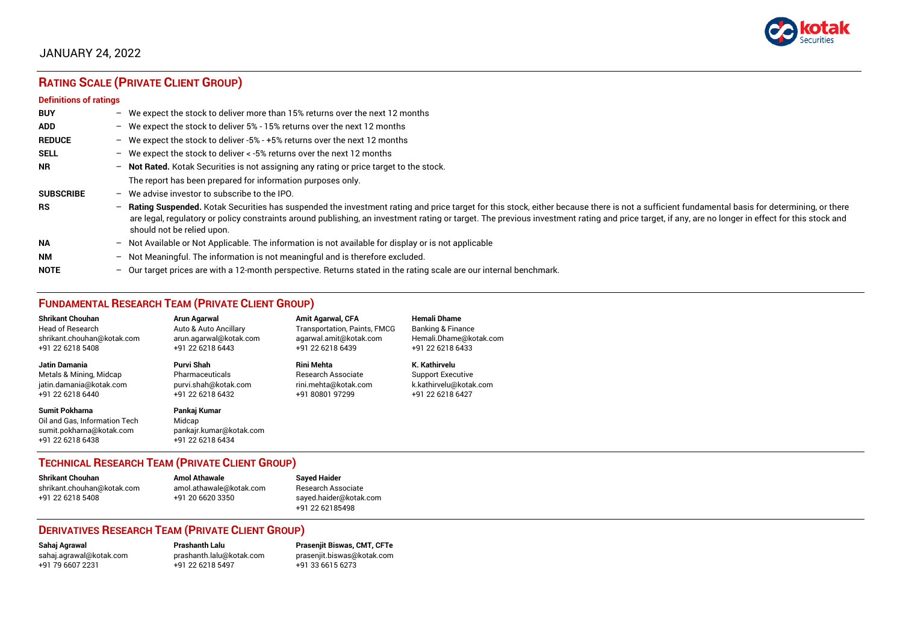JANUARY 24, 2022

## RATING SCALE (PRIVATE CLIENT GROUP)

### Definitions of ratings

| | |
|---|---|
| **BUY** | – We expect the stock to deliver more than 15% returns over the next 12 months |
| **ADD** | – We expect the stock to deliver 5% - 15% returns over the next 12 months |
| **REDUCE** | – We expect the stock to deliver -5% - +5% returns over the next 12 months |
| **SELL** | – We expect the stock to deliver < -5% returns over the next 12 months |
| **NR** | – **Not Rated.** Kotak Securities is not assigning any rating or price target to the stock. The report has been prepared for information purposes only. |
| **SUBSCRIBE** | – We advise investor to subscribe to the IPO. |
| **RS** | – **Rating Suspended.** Kotak Securities has suspended the investment rating and price target for this stock, either because there is not a sufficient fundamental basis for determining, or there are legal, regulatory or policy constraints around publishing, an investment rating or target. The previous investment rating and price target, if any, are no longer in effect for this stock and should not be relied upon. |
| **NA** | – Not Available or Not Applicable. The information is not available for display or is not applicable |
| **NM** | – Not Meaningful. The information is not meaningful and is therefore excluded. |
| **NOTE** | – Our target prices are with a 12-month perspective. Returns stated in the rating scale are our internal benchmark. |

## FUNDAMENTAL RESEARCH TEAM (PRIVATE CLIENT GROUP)

**Shrikant Chouhan**
Head of Research
shrikant.chouhan@kotak.com
+91 22 6218 5408

**Arun Agarwal**
Auto & Auto Ancillary
arun.agarwal@kotak.com
+91 22 6218 6443

**Amit Agarwal, CFA**
Transportation, Paints, FMCG
agarwal.amit@kotak.com
+91 22 6218 6439

**Hemali Dhame**
Banking & Finance
Hemali.Dhame@kotak.com
+91 22 6218 6433

**Jatin Damania**
Metals & Mining, Midcap
jatin.damania@kotak.com
+91 22 6218 6440

**Purvi Shah**
Pharmaceuticals
purvi.shah@kotak.com
+91 22 6218 6432

**Rini Mehta**
Research Associate
rini.mehta@kotak.com
+91 80801 97299

**K. Kathirvelu**
Support Executive
k.kathirvelu@kotak.com
+91 22 6218 6427

**Sumit Pokharna**
Oil and Gas, Information Tech
sumit.pokharna@kotak.com
+91 22 6218 6438

**Pankaj Kumar**
Midcap
pankajr.kumar@kotak.com
+91 22 6218 6434

## TECHNICAL RESEARCH TEAM (PRIVATE CLIENT GROUP)

**Shrikant Chouhan**
shrikant.chouhan@kotak.com
+91 22 6218 5408

**Amol Athawale**
amol.athawale@kotak.com
+91 20 6620 3350

**Sayed Haider**
Research Associate
sayed.haider@kotak.com
+91 22 62185498

## DERIVATIVES RESEARCH TEAM (PRIVATE CLIENT GROUP)

**Sahaj Agrawal**
sahaj.agrawal@kotak.com
+91 79 6607 2231

**Prashanth Lalu**
prashanth.lalu@kotak.com
+91 22 6218 5497

**Prasenjit Biswas, CMT, CFTe**
prasenjit.biswas@kotak.com
+91 33 6615 6273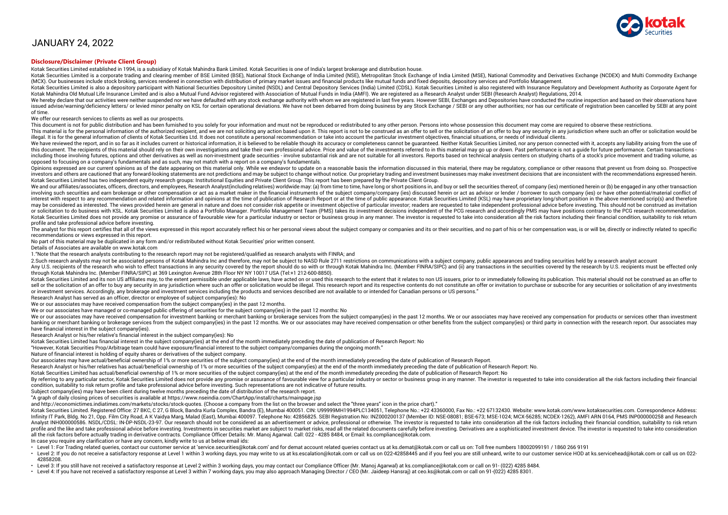JANUARY 24, 2022

**Disclosure/Disclaimer (Private Client Group)**

Kotak Securities Limited established in 1994, is a subsidiary of Kotak Mahindra Bank Limited. Kotak Securities is one of India's largest brokerage and distribution house.

Kotak Securities Limited is a corporate trading and clearing member of BSE Limited (BSE), National Stock Exchange of India Limited (NSE), Metropolitan Stock Exchange of India Limited (MSE), National Commodity and Derivatives Exchange (NCDEX) and Multi Commodity Exchange (MCX). Our businesses include stock broking, services rendered in connection with distribution of primary market issues and financial products like mutual funds and fixed deposits, depository services and Portfolio Management.

Kotak Securities Limited is also a depository participant with National Securities Depository Limited (NSDL) and Central Depository Services (India) Limited (CDSL). Kotak Securities Limited is also registered with Insurance Regulatory and Development Authority as Corporate Agent for Kotak Mahindra Old Mutual Life Insurance Limited and is also a Mutual Fund Advisor registered with Association of Mutual Funds in India (AMFI). We are registered as a Research Analyst under SEBI (Research Analyst) Regulations, 2014.

We hereby declare that our activities were neither suspended nor we have defaulted with any stock exchange authority with whom we are registered in last five years. However SEBI, Exchanges and Depositories have conducted the routine inspection and based on their observations have issued advise/warning/deficiency letters/ or levied minor penalty on KSL for certain operational deviations. We have not been debarred from doing business by any Stock Exchange / SEBI or any other authorities; nor has our certificate of registration been cancelled by SEBI at any point of time.

We offer our research services to clients as well as our prospects.

This document is not for public distribution and has been furnished to you solely for your information and must not be reproduced or redistributed to any other person. Persons into whose possession this document may come are required to observe these restrictions.

This material is for the personal information of the authorized recipient, and we are not soliciting any action based upon it. This report is not to be construed as an offer to sell or the solicitation of an offer to buy any security in any jurisdiction where such an offer or solicitation would be illegal. It is for the general information of clients of Kotak Securities Ltd. It does not constitute a personal recommendation or take into account the particular investment objectives, financial situations, or needs of individual clients.

We have reviewed the report, and in so far as it includes current or historical information, it is believed to be reliable though its accuracy or completeness cannot be guaranteed. Neither Kotak Securities Limited, nor any person connected with it, accepts any liability arising from the use of this document. The recipients of this material should rely on their own investigations and take their own professional advice. Price and value of the investments referred to in this material may go up or down. Past performance is not a guide for future performance. Certain transactions - including those involving futures, options and other derivatives as well as non-investment grade securities - involve substantial risk and are not suitable for all investors. Reports based on technical analysis centers on studying charts of a stock's price movement and trading volume, as opposed to focusing on a company's fundamentals and as such, may not match with a report on a company's fundamentals.

Opinions expressed are our current opinions as of the date appearing on this material only. While we endeavor to update on a reasonable basis the information discussed in this material, there may be regulatory, compliance or other reasons that prevent us from doing so. Prospective investors and others are cautioned that any forward-looking statements are not predictions and may be subject to change without notice. Our proprietary trading and investment businesses may make investment decisions that are inconsistent with the recommendations expressed herein. Kotak Securities Limited has two independent equity research groups: Institutional Equities and Private Client Group. This report has been prepared by the Private Client Group.

We and our affiliates/associates, officers, directors, and employees, Research Analyst(including relatives) worldwide may: (a) from time to time, have long or short positions in, and buy or sell the securities thereof, of company (ies) mentioned herein or (b) be engaged in any other transaction involving such securities and earn brokerage or other compensation or act as a market maker in the financial instruments of the subject company/company (ies) discussed herein or act as advisor or lender / borrower to such company (ies) or have other potential/material conflict of interest with respect to any recommendation and related information and opinions at the time of publication of Research Report or at the time of public appearance. Kotak Securities Limited (KSL) may have proprietary long/short position in the above mentioned scrip(s) and therefore may be considered as interested. The views provided herein are general in nature and does not consider risk appetite or investment objective of particular investor; readers are requested to take independent professional advice before investing. This should not be construed as invitation or solicitation to do business with KSL. Kotak Securities Limited is also a Portfolio Manager. Portfolio Management Team (PMS) takes its investment decisions independent of the PCG research and accordingly PMS may have positions contrary to the PCG research recommendation. Kotak Securities Limited does not provide any promise or assurance of favourable view for a particular industry or sector or business group in any manner. The investor is requested to take into consideration all the risk factors including their financial condition, suitability to risk return profile and take professional advice before investing.

The analyst for this report certifies that all of the views expressed in this report accurately reflect his or her personal views about the subject company or companies and its or their securities, and no part of his or her compensation was, is or will be, directly or indirectly related to specific recommendations or views expressed in this report.

No part of this material may be duplicated in any form and/or redistributed without Kotak Securities' prior written consent.

Details of Associates are available on www.kotak.com

1."Note that the research analysts contributing to the research report may not be registered/qualified as research analysts with FINRA; and

2.Such research analysts may not be associated persons of Kotak Mahindra Inc and therefore, may not be subject to NASD Rule 2711 restrictions on communications with a subject company, public appearances and trading securities held by a research analyst account

Any U.S. recipients of the research who wish to effect transactions in any security covered by the report should do so with or through Kotak Mahindra Inc. (Member FINRA/SIPC) and (ii) any transactions in the securities covered by the research by U.S. recipients must be effected only through Kotak Mahindra Inc. (Member FINRA/SIPC) at 369 Lexington Avenue 28th Floor NY NY 10017 USA (Tel:+1 212-600-8850).

Kotak Securities Limited and its non US affiliates may, to the extent permissible under applicable laws, have acted on or used this research to the extent that it relates to non US issuers, prior to or immediately following its publication. This material should not be construed as an offer to sell or the solicitation of an offer to buy any security in any jurisdiction where such an offer or solicitation would be illegal. This research report and its respective contents do not constitute an offer or invitation to purchase or subscribe for any securities or solicitation of any investments or investment services. Accordingly, any brokerage and investment services including the products and services described are not available to or intended for Canadian persons or US persons."

Research Analyst has served as an officer, director or employee of subject company(ies): No

We or our associates may have received compensation from the subject company(ies) in the past 12 months.

We or our associates have managed or co-managed public offering of securities for the subject company(ies) in the past 12 months: No

We or our associates may have received compensation for investment banking or merchant banking or brokerage services from the subject company(ies) in the past 12 months. We or our associates may have received any compensation for products or services other than investment banking or merchant banking or brokerage services from the subject company(ies) in the past 12 months. We or our associates may have received compensation or other benefits from the subject company(ies) or third party in connection with the research report. Our associates may have financial interest in the subject company(ies).

Research Analyst or his/her relative's financial interest in the subject company(ies): No

Kotak Securities Limited has financial interest in the subject company(ies) at the end of the month immediately preceding the date of publication of Research Report: No

"However, Kotak Securities Prop/Arbitrage team could have exposure/financial interest to the subject company/companies during the ongoing month."

Nature of financial interest is holding of equity shares or derivatives of the subject company.

Our associates may have actual/beneficial ownership of 1% or more securities of the subject company(ies) at the end of the month immediately preceding the date of publication of Research Report.

Research Analyst or his/her relatives has actual/beneficial ownership of 1% or more securities of the subject company(ies) at the end of the month immediately preceding the date of publication of Research Report: No.

Kotak Securities Limited has actual/beneficial ownership of 1% or more securities of the subject company(ies) at the end of the month immediately preceding the date of publication of Research Report: No

By referring to any particular sector, Kotak Securities Limited does not provide any promise or assurance of favourable view for a particular industry or sector or business group in any manner. The investor is requested to take into consideration all the risk factors including their financial condition, suitability to risk return profile and take professional advice before investing. Such representations are not indicative of future results.

Subject company(ies) may have been client during twelve months preceding the date of distribution of the research report.

"A graph of daily closing prices of securities is available at https://www.nseindia.com/ChartApp/install/charts/mainpage.jsp

and http://economictimes.indiatimes.com/markets/stocks/stock-quotes. (Choose a company from the list on the browser and select the "three years" icon in the price chart)."

Kotak Securities Limited. Registered Office: 27 BKC, C 27, G Block, Bandra Kurla Complex, Bandra (E), Mumbai 400051. CIN: U99999MH1994PLC134051, Telephone No.: +22 43360000, Fax No.: +22 67132430. Website: www.kotak.com/www.kotaksecurities.com. Correspondence Address: Infinity IT Park, Bldg. No 21, Opp. Film City Road, A K Vaidya Marg, Malad (East), Mumbai 400097. Telephone No: 42856825. SEBI Registration No: INZ000200137 (Member ID: NSE-08081; BSE-673; MSE-1024; MCX-56285; NCDEX-1262), AMFI ARN 0164, PMS INP000000258 and Research Analyst INH000000586. NSDL/CDSL: IN-DP-NSDL-23-97. Our research should not be considered as an advertisement or advice, professional or otherwise. The investor is requested to take into consideration all the risk factors including their financial condition, suitability to risk return profile and the like and take professional advice before investing. Investments in securities market are subject to market risks, read all the related documents carefully before investing. Derivatives are a sophisticated investment device. The investor is requested to take into consideration all the risk factors before actually trading in derivative contracts. Compliance Officer Details: Mr. Manoj Agarwal. Call: 022 - 4285 8484, or Email: ks.compliance@kotak.com.

In case you require any clarification or have any concern, kindly write to us at below email ids:

- Level 1: For Trading related queries, contact our customer service at 'service.securities@kotak.com' and for demat account related queries contact us at ks.demat@kotak.com or call us on: Toll free numbers 18002099191 / 1860 266 9191
- Level 2: If you do not receive a satisfactory response at Level 1 within 3 working days, you may write to us at ks.escalation@kotak.com or call us on 022-42858445 and if you feel you are still unheard, write to our customer service HOD at ks.servicehead@kotak.com or call us on 022-42858208.
- Level 3: If you still have not received a satisfactory response at Level 2 within 3 working days, you may contact our Compliance Officer (Mr. Manoj Agarwal) at ks.compliance@kotak.com or call on 91- (022) 4285 8484.
- Level 4: If you have not received a satisfactory response at Level 3 within 7 working days, you may also approach Managing Director / CEO (Mr. Jaideep Hansraj) at ceo.ks@kotak.com or call on 91-(022) 4285 8301.